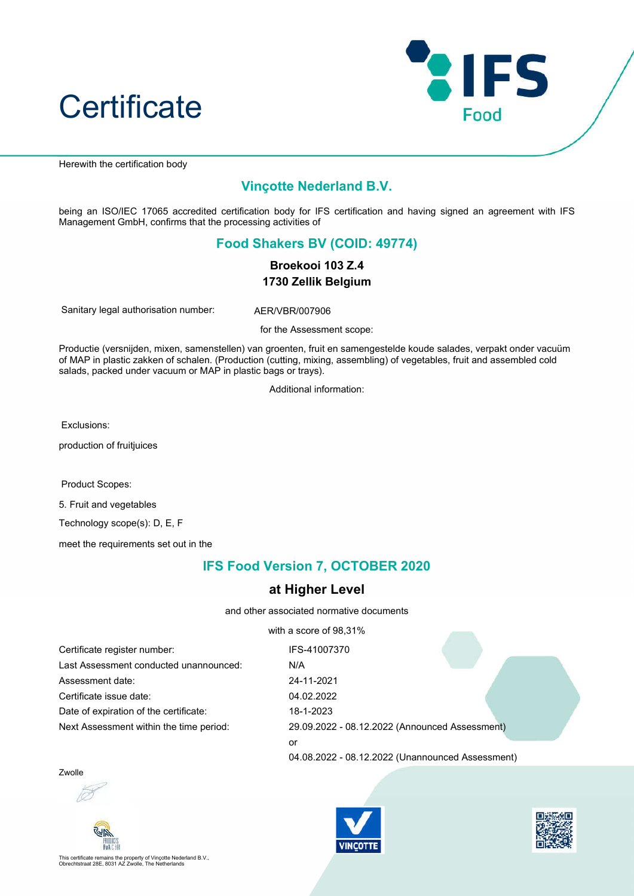# Certificate

IFS Food

Herewith the certification body

## Vinçotte Nederland B.V.

being an ISO/IEC 17065 accredited certification body for IFS certification and having signed an agreement with IFS Management GmbH, confirms that the processing activities of

## Food Shakers BV (COID: 49774)

**Broekooi 103 Z.4**
**1730 Zellik Belgium**

Sanitary legal authorisation number: AER/VBR/007906

for the Assessment scope:

Productie (versnijden, mixen, samenstellen) van groenten, fruit en samengestelde koude salades, verpakt onder vacuüm of MAP in plastic zakken of schalen. (Production (cutting, mixing, assembling) of vegetables, fruit and assembled cold salads, packed under vacuum or MAP in plastic bags or trays).

Additional information:

Exclusions:

production of fruitjuices

Product Scopes:

5. Fruit and vegetables

Technology scope(s): D, E, F

meet the requirements set out in the

## IFS Food Version 7, OCTOBER 2020

### at Higher Level

and other associated normative documents

with a score of 98,31%

| | |
|---|---|
| Certificate register number: | IFS-41007370 |
| Last Assessment conducted unannounced: | N/A |
| Assessment date: | 24-11-2021 |
| Certificate issue date: | 04.02.2022 |
| Date of expiration of the certificate: | 18-1-2023 |
| Next Assessment within the time period: | 29.09.2022 - 08.12.2022 (Announced Assessment) |
| | or |
| | 04.08.2022 - 08.12.2022 (Unannounced Assessment) |

Zwolle

This certificate remains the property of Vinçotte Nederland B.V., Obrechtstraat 28E, 8031 AZ Zwolle, The Netherlands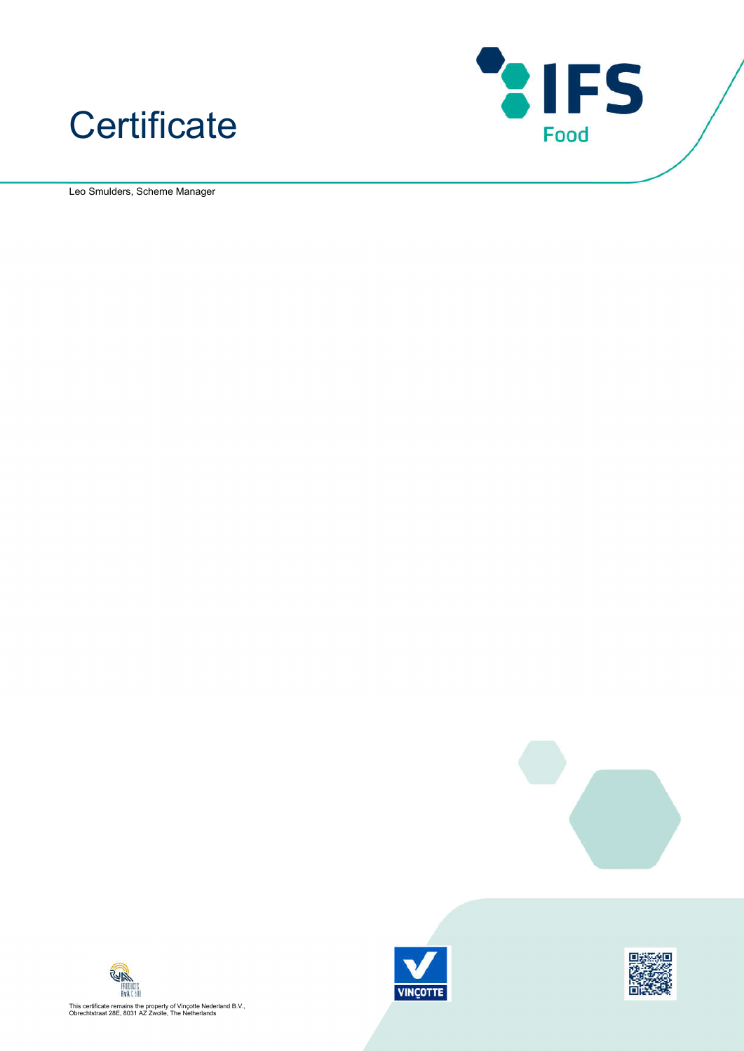# Certificate

Leo Smulders, Scheme Manager

This certificate remains the property of Vinçotte Nederland B.V., Obrechtstraat 28E, 8031 AZ Zwolle, The Netherlands